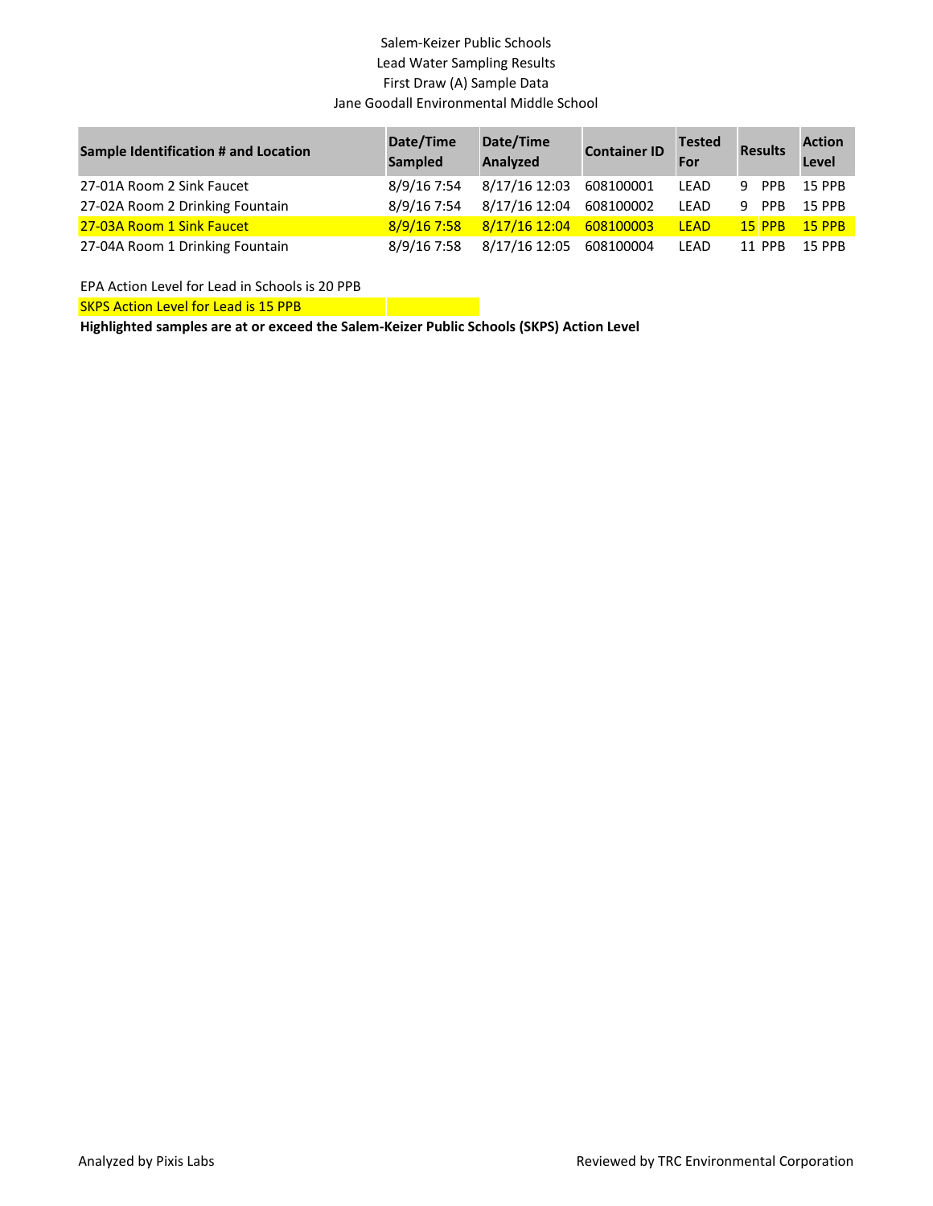Salem-Keizer Public Schools
Lead Water Sampling Results
First Draw (A) Sample Data
Jane Goodall Environmental Middle School

| Sample Identification # and Location | Date/Time Sampled | Date/Time Analyzed | Container ID | Tested For | Results | Action Level |
|---|---|---|---|---|---|---|
| 27-01A Room 2 Sink Faucet | 8/9/16 7:54 | 8/17/16 12:03 | 608100001 | LEAD | 9 PPB | 15 PPB |
| 27-02A Room 2 Drinking Fountain | 8/9/16 7:54 | 8/17/16 12:04 | 608100002 | LEAD | 9 PPB | 15 PPB |
| 27-03A Room 1 Sink Faucet | 8/9/16 7:58 | 8/17/16 12:04 | 608100003 | LEAD | 15 PPB | 15 PPB |
| 27-04A Room 1 Drinking Fountain | 8/9/16 7:58 | 8/17/16 12:05 | 608100004 | LEAD | 11 PPB | 15 PPB |

EPA Action Level for Lead in Schools is 20 PPB

SKPS Action Level for Lead is 15 PPB

**Highlighted samples are at or exceed the Salem-Keizer Public Schools (SKPS) Action Level**

Analyzed by Pixis Labs

Reviewed by TRC Environmental Corporation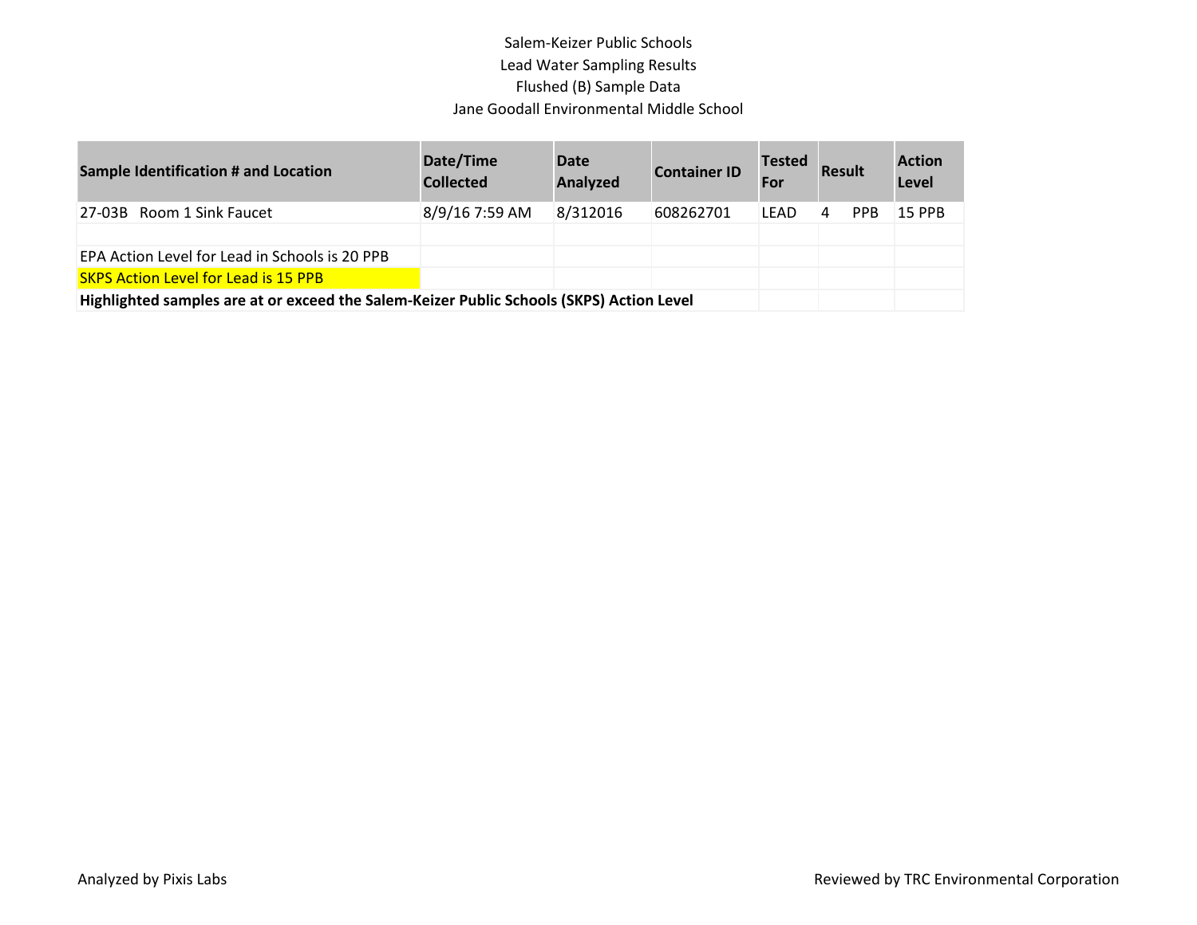Salem-Keizer Public Schools
Lead Water Sampling Results
Flushed (B) Sample Data
Jane Goodall Environmental Middle School

| Sample Identification # and Location | Date/Time Collected | Date Analyzed | Container ID | Tested For | Result | Action Level |
|---|---|---|---|---|---|---|
| 27-03B Room 1 Sink Faucet | 8/9/16 7:59 AM | 8/312016 | 608262701 | LEAD | 4 PPB | 15 PPB |

EPA Action Level for Lead in Schools is 20 PPB

SKPS Action Level for Lead is 15 PPB

**Highlighted samples are at or exceed the Salem-Keizer Public Schools (SKPS) Action Level**

Analyzed by Pixis Labs

Reviewed by TRC Environmental Corporation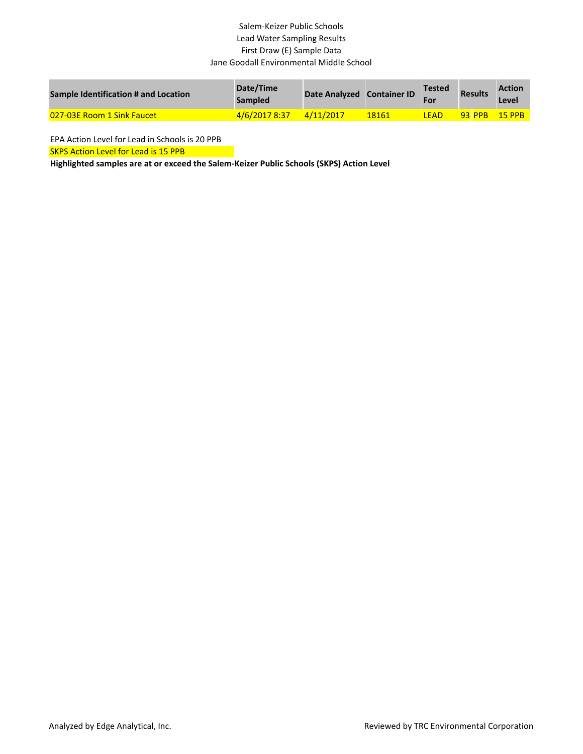Salem-Keizer Public Schools

Lead Water Sampling Results

First Draw (E) Sample Data

Jane Goodall Environmental Middle School

| Sample Identification # and Location | Date/Time Sampled | Date Analyzed | Container ID | Tested For | Results | Action Level |
|---|---|---|---|---|---|---|
| 027-03E Room 1 Sink Faucet | 4/6/2017 8:37 | 4/11/2017 | 18161 | LEAD | 93 PPB | 15 PPB |

EPA Action Level for Lead in Schools is 20 PPB

SKPS Action Level for Lead is 15 PPB

**Highlighted samples are at or exceed the Salem-Keizer Public Schools (SKPS) Action Level**

Analyzed by Edge Analytical, Inc.

Reviewed by TRC Environmental Corporation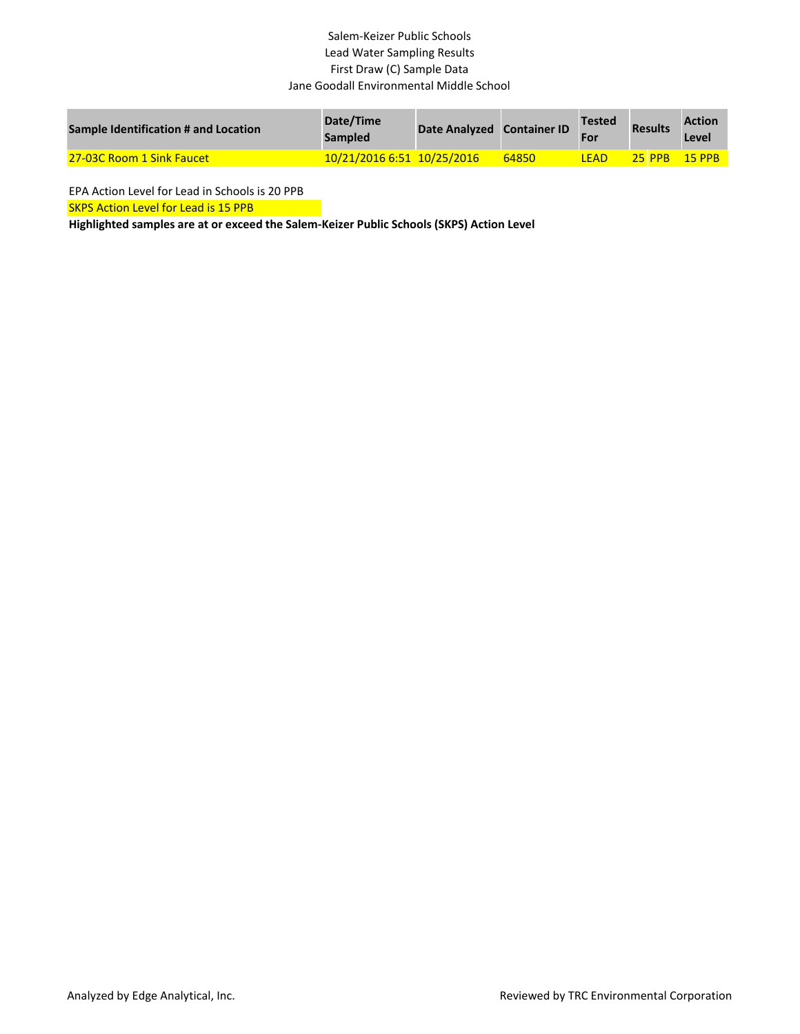Salem-Keizer Public Schools
Lead Water Sampling Results
First Draw (C) Sample Data
Jane Goodall Environmental Middle School

| Sample Identification # and Location | Date/Time Sampled | Date Analyzed | Container ID | Tested For | Results | Action Level |
|---|---|---|---|---|---|---|
| 27-03C Room 1 Sink Faucet | 10/21/2016 6:51 | 10/25/2016 | 64850 | LEAD | 25 PPB | 15 PPB |

EPA Action Level for Lead in Schools is 20 PPB

SKPS Action Level for Lead is 15 PPB

**Highlighted samples are at or exceed the Salem-Keizer Public Schools (SKPS) Action Level**

Analyzed by Edge Analytical, Inc.

Reviewed by TRC Environmental Corporation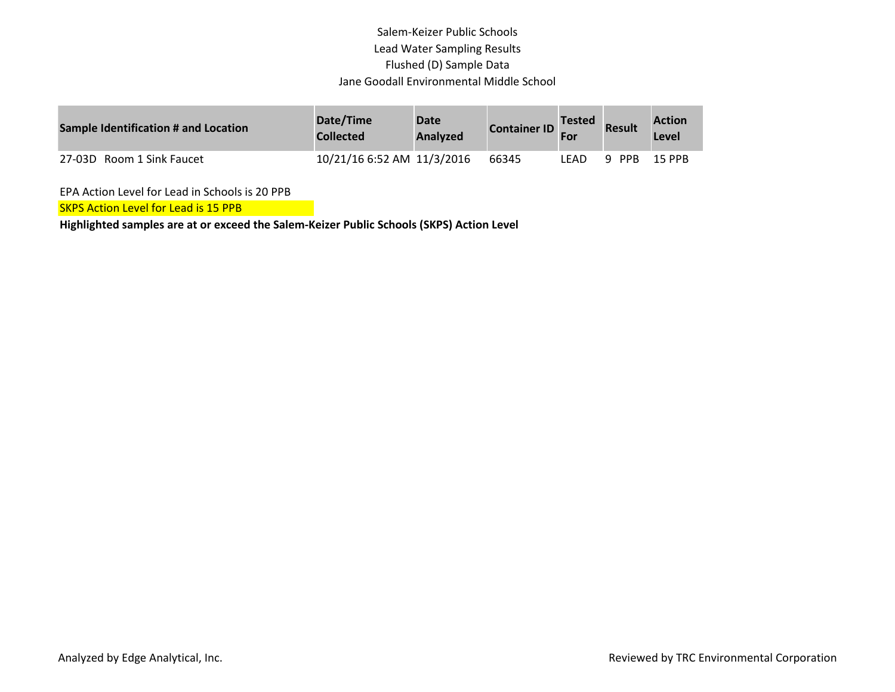Salem-Keizer Public Schools

Lead Water Sampling Results

Flushed (D) Sample Data

Jane Goodall Environmental Middle School

| Sample Identification # and Location | Date/Time Collected | Date Analyzed | Container ID | Tested For | Result | Action Level |
|---|---|---|---|---|---|---|
| 27-03D Room 1 Sink Faucet | 10/21/16 6:52 AM | 11/3/2016 | 66345 | LEAD | 9 PPB | 15 PPB |

EPA Action Level for Lead in Schools is 20 PPB

SKPS Action Level for Lead is 15 PPB

**Highlighted samples are at or exceed the Salem-Keizer Public Schools (SKPS) Action Level**

Analyzed by Edge Analytical, Inc.

Reviewed by TRC Environmental Corporation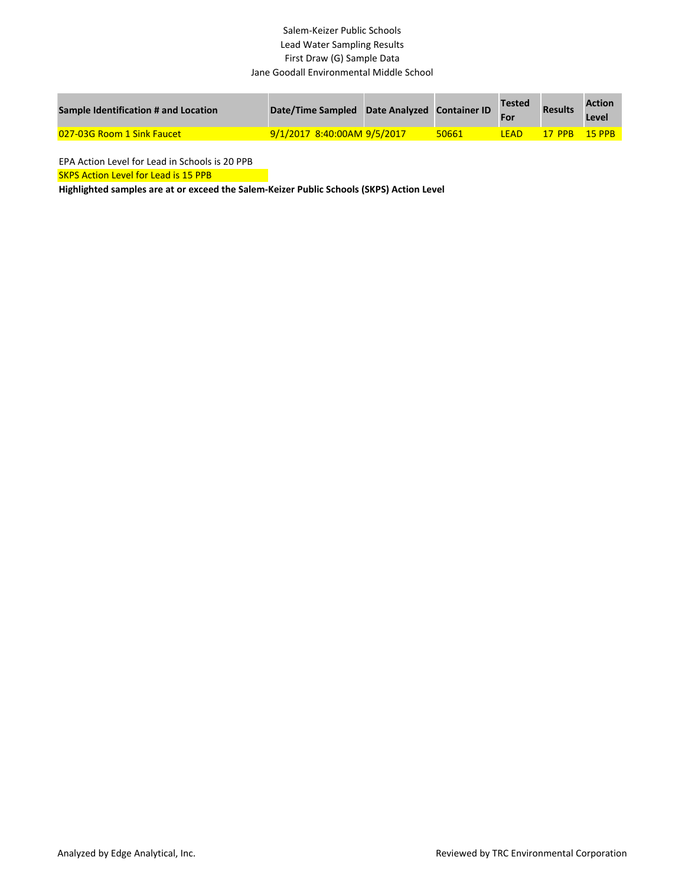Salem-Keizer Public Schools
Lead Water Sampling Results
First Draw (G) Sample Data
Jane Goodall Environmental Middle School

| Sample Identification # and Location | Date/Time Sampled | Date Analyzed | Container ID | Tested For | Results | Action Level |
|---|---|---|---|---|---|---|
| 027-03G Room 1 Sink Faucet | 9/1/2017 8:40:00AM | 9/5/2017 | 50661 | LEAD | 17 PPB | 15 PPB |

EPA Action Level for Lead in Schools is 20 PPB

SKPS Action Level for Lead is 15 PPB

**Highlighted samples are at or exceed the Salem-Keizer Public Schools (SKPS) Action Level**

Analyzed by Edge Analytical, Inc.

Reviewed by TRC Environmental Corporation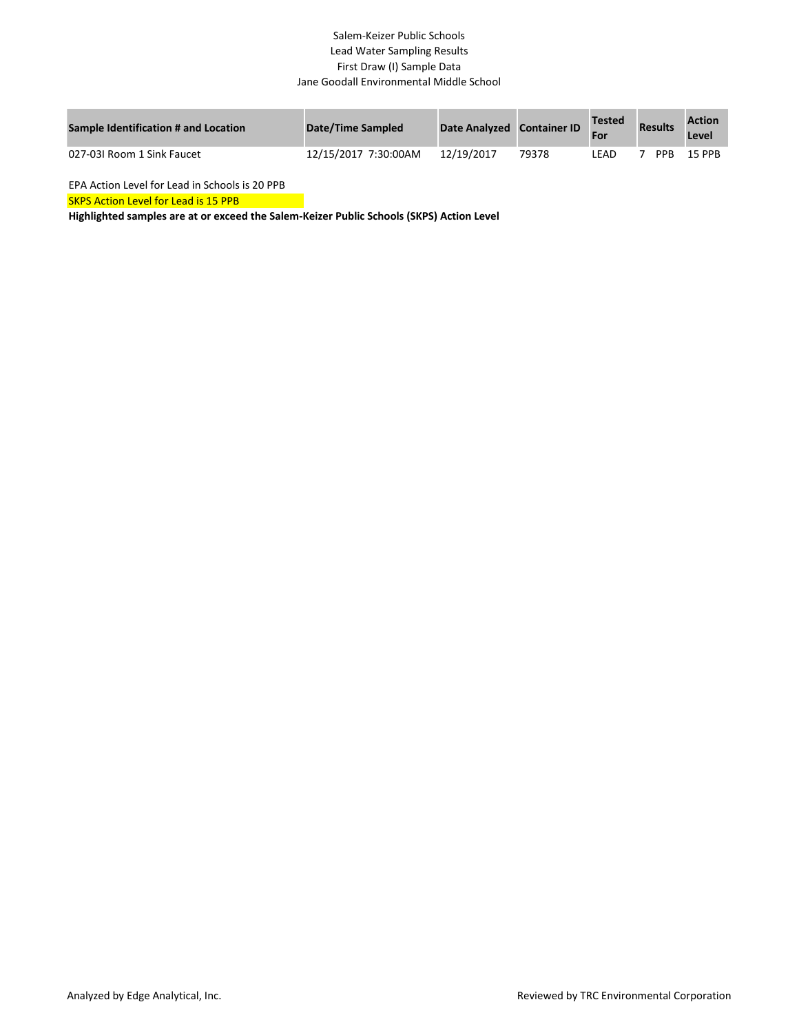Salem-Keizer Public Schools
Lead Water Sampling Results
First Draw (I) Sample Data
Jane Goodall Environmental Middle School

| Sample Identification # and Location | Date/Time Sampled | Date Analyzed | Container ID | Tested For | Results | Action Level |
|---|---|---|---|---|---|---|
| 027-03I Room 1 Sink Faucet | 12/15/2017 7:30:00AM | 12/19/2017 | 79378 | LEAD | 7 PPB | 15 PPB |

EPA Action Level for Lead in Schools is 20 PPB

SKPS Action Level for Lead is 15 PPB

**Highlighted samples are at or exceed the Salem-Keizer Public Schools (SKPS) Action Level**

Analyzed by Edge Analytical, Inc.

Reviewed by TRC Environmental Corporation